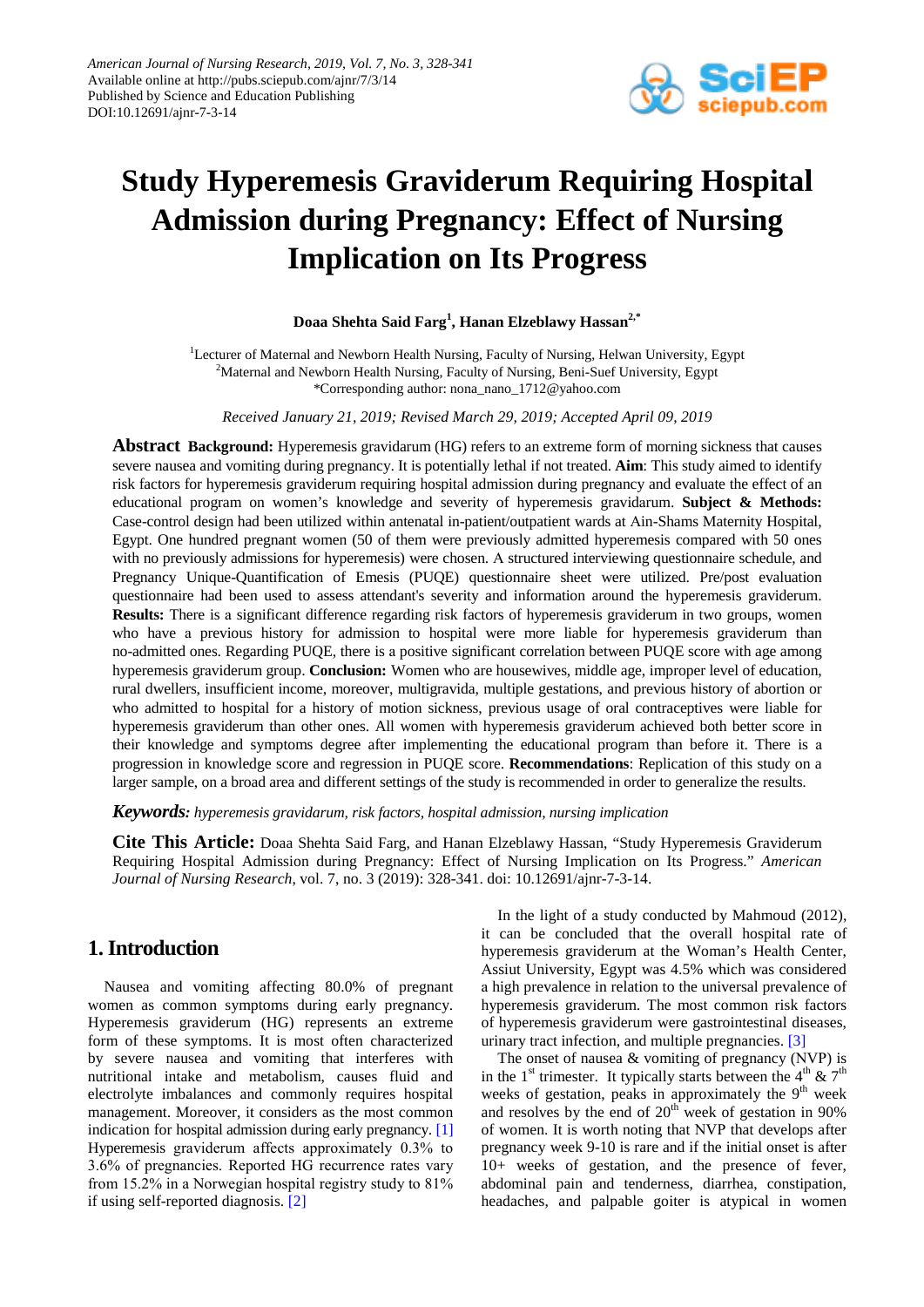American Journal of Nursing Research, 2019, Vol. 7, No. 3, 328-341
Available online at http://pubs.sciepub.com/ajnr/7/3/14
Published by Science and Education Publishing
DOI:10.12691/ajnr-7-3-14

# Study Hyperemesis Graviderum Requiring Hospital Admission during Pregnancy: Effect of Nursing Implication on Its Progress

**Doaa Shehta Said Farg[1], Hanan Elzeblawy Hassan[2,*]**

[1]Lecturer of Maternal and Newborn Health Nursing, Faculty of Nursing, Helwan University, Egypt
[2]Maternal and Newborn Health Nursing, Faculty of Nursing, Beni-Suef University, Egypt
*Corresponding author: nona_nano_1712@yahoo.com

*Received January 21, 2019; Revised March 29, 2019; Accepted April 09, 2019*

**Abstract** **Background:** Hyperemesis gravidarum (HG) refers to an extreme form of morning sickness that causes severe nausea and vomiting during pregnancy. It is potentially lethal if not treated. **Aim**: This study aimed to identify risk factors for hyperemesis graviderum requiring hospital admission during pregnancy and evaluate the effect of an educational program on women's knowledge and severity of hyperemesis gravidarum. **Subject & Methods:** Case-control design had been utilized within antenatal in-patient/outpatient wards at Ain-Shams Maternity Hospital, Egypt. One hundred pregnant women (50 of them were previously admitted hyperemesis compared with 50 ones with no previously admissions for hyperemesis) were chosen. A structured interviewing questionnaire schedule, and Pregnancy Unique-Quantification of Emesis (PUQE) questionnaire sheet were utilized. Pre/post evaluation questionnaire had been used to assess attendant's severity and information around the hyperemesis graviderum. **Results:** There is a significant difference regarding risk factors of hyperemesis graviderum in two groups, women who have a previous history for admission to hospital were more liable for hyperemesis graviderum than no-admitted ones. Regarding PUQE, there is a positive significant correlation between PUQE score with age among hyperemesis graviderum group. **Conclusion:** Women who are housewives, middle age, improper level of education, rural dwellers, insufficient income, moreover, multigravida, multiple gestations, and previous history of abortion or who admitted to hospital for a history of motion sickness, previous usage of oral contraceptives were liable for hyperemesis graviderum than other ones. All women with hyperemesis graviderum achieved both better score in their knowledge and symptoms degree after implementing the educational program than before it. There is a progression in knowledge score and regression in PUQE score. **Recommendations**: Replication of this study on a larger sample, on a broad area and different settings of the study is recommended in order to generalize the results.

***Keywords:*** *hyperemesis gravidarum, risk factors, hospital admission, nursing implication*

**Cite This Article:** Doaa Shehta Said Farg, and Hanan Elzeblawy Hassan, "Study Hyperemesis Graviderum Requiring Hospital Admission during Pregnancy: Effect of Nursing Implication on Its Progress." *American Journal of Nursing Research*, vol. 7, no. 3 (2019): 328-341. doi: 10.12691/ajnr-7-3-14.

## 1. Introduction

Nausea and vomiting affecting 80.0% of pregnant women as common symptoms during early pregnancy. Hyperemesis graviderum (HG) represents an extreme form of these symptoms. It is most often characterized by severe nausea and vomiting that interferes with nutritional intake and metabolism, causes fluid and electrolyte imbalances and commonly requires hospital management. Moreover, it considers as the most common indication for hospital admission during early pregnancy. [1] Hyperemesis graviderum affects approximately 0.3% to 3.6% of pregnancies. Reported HG recurrence rates vary from 15.2% in a Norwegian hospital registry study to 81% if using self-reported diagnosis. [2]

In the light of a study conducted by Mahmoud (2012), it can be concluded that the overall hospital rate of hyperemesis graviderum at the Woman's Health Center, Assiut University, Egypt was 4.5% which was considered a high prevalence in relation to the universal prevalence of hyperemesis graviderum. The most common risk factors of hyperemesis graviderum were gastrointestinal diseases, urinary tract infection, and multiple pregnancies. [3]

The onset of nausea & vomiting of pregnancy (NVP) is in the 1st trimester. It typically starts between the 4th & 7th weeks of gestation, peaks in approximately the 9th week and resolves by the end of 20th week of gestation in 90% of women. It is worth noting that NVP that develops after pregnancy week 9-10 is rare and if the initial onset is after 10+ weeks of gestation, and the presence of fever, abdominal pain and tenderness, diarrhea, constipation, headaches, and palpable goiter is atypical in women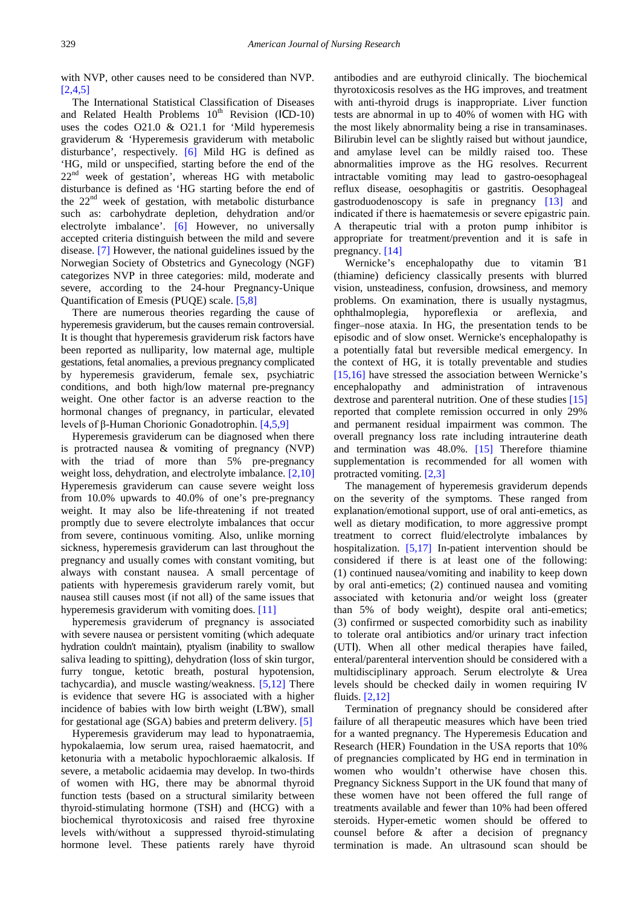with NVP, other causes need to be considered than NVP. [2,4,5]

The International Statistical Classification of Diseases and Related Health Problems 10th Revision (ICD-10) uses the codes O21.0 & O21.1 for 'Mild hyperemesis graviderum & 'Hyperemesis graviderum with metabolic disturbance', respectively. [6] Mild HG is defined as 'HG, mild or unspecified, starting before the end of the 22nd week of gestation', whereas HG with metabolic disturbance is defined as 'HG starting before the end of the 22nd week of gestation, with metabolic disturbance such as: carbohydrate depletion, dehydration and/or electrolyte imbalance'. [6] However, no universally accepted criteria distinguish between the mild and severe disease. [7] However, the national guidelines issued by the Norwegian Society of Obstetrics and Gynecology (NGF) categorizes NVP in three categories: mild, moderate and severe, according to the 24-hour Pregnancy-Unique Quantification of Emesis (PUQE) scale. [5,8]

There are numerous theories regarding the cause of hyperemesis graviderum, but the causes remain controversial. It is thought that hyperemesis graviderum risk factors have been reported as nulliparity, low maternal age, multiple gestations, fetal anomalies, a previous pregnancy complicated by hyperemesis graviderum, female sex, psychiatric conditions, and both high/low maternal pre-pregnancy weight. One other factor is an adverse reaction to the hormonal changes of pregnancy, in particular, elevated levels of β-Human Chorionic Gonadotrophin. [4,5,9]

Hyperemesis graviderum can be diagnosed when there is protracted nausea & vomiting of pregnancy (NVP) with the triad of more than 5% pre-pregnancy weight loss, dehydration, and electrolyte imbalance. [2,10] Hyperemesis graviderum can cause severe weight loss from 10.0% upwards to 40.0% of one's pre-pregnancy weight. It may also be life-threatening if not treated promptly due to severe electrolyte imbalances that occur from severe, continuous vomiting. Also, unlike morning sickness, hyperemesis graviderum can last throughout the pregnancy and usually comes with constant vomiting, but always with constant nausea. A small percentage of patients with hyperemesis graviderum rarely vomit, but nausea still causes most (if not all) of the same issues that hyperemesis graviderum with vomiting does. [11]

hyperemesis graviderum of pregnancy is associated with severe nausea or persistent vomiting (which adequate hydration couldn't maintain), ptyalism (inability to swallow saliva leading to spitting), dehydration (loss of skin turgor, furry tongue, ketotic breath, postural hypotension, tachycardia), and muscle wasting/weakness. [5,12] There is evidence that severe HG is associated with a higher incidence of babies with low birth weight (LBW), small for gestational age (SGA) babies and preterm delivery. [5]

Hyperemesis graviderum may lead to hyponatraemia, hypokalaemia, low serum urea, raised haematocrit, and ketonuria with a metabolic hypochloraemic alkalosis. If severe, a metabolic acidaemia may develop. In two-thirds of women with HG, there may be abnormal thyroid function tests (based on a structural similarity between thyroid-stimulating hormone (TSH) and (HCG) with a biochemical thyrotoxicosis and raised free thyroxine levels with/without a suppressed thyroid-stimulating hormone level. These patients rarely have thyroid antibodies and are euthyroid clinically. The biochemical thyrotoxicosis resolves as the HG improves, and treatment with anti-thyroid drugs is inappropriate. Liver function tests are abnormal in up to 40% of women with HG with the most likely abnormality being a rise in transaminases. Bilirubin level can be slightly raised but without jaundice, and amylase level can be mildly raised too. These abnormalities improve as the HG resolves. Recurrent intractable vomiting may lead to gastro-oesophageal reflux disease, oesophagitis or gastritis. Oesophageal gastroduodenoscopy is safe in pregnancy [13] and indicated if there is haematemesis or severe epigastric pain. A therapeutic trial with a proton pump inhibitor is appropriate for treatment/prevention and it is safe in pregnancy. [14]

Wernicke's encephalopathy due to vitamin B1 (thiamine) deficiency classically presents with blurred vision, unsteadiness, confusion, drowsiness, and memory problems. On examination, there is usually nystagmus, ophthalmoplegia, hyporeflexia or areflexia, and finger–nose ataxia. In HG, the presentation tends to be episodic and of slow onset. Wernicke's encephalopathy is a potentially fatal but reversible medical emergency. In the context of HG, it is totally preventable and studies [15,16] have stressed the association between Wernicke's encephalopathy and administration of intravenous dextrose and parenteral nutrition. One of these studies [15] reported that complete remission occurred in only 29% and permanent residual impairment was common. The overall pregnancy loss rate including intrauterine death and termination was 48.0%. [15] Therefore thiamine supplementation is recommended for all women with protracted vomiting. [2,3]

The management of hyperemesis graviderum depends on the severity of the symptoms. These ranged from explanation/emotional support, use of oral anti-emetics, as well as dietary modification, to more aggressive prompt treatment to correct fluid/electrolyte imbalances by hospitalization. [5,17] In-patient intervention should be considered if there is at least one of the following: (1) continued nausea/vomiting and inability to keep down by oral anti-emetics; (2) continued nausea and vomiting associated with ketonuria and/or weight loss (greater than 5% of body weight), despite oral anti-emetics; (3) confirmed or suspected comorbidity such as inability to tolerate oral antibiotics and/or urinary tract infection (UTI). When all other medical therapies have failed, enteral/parenteral intervention should be considered with a multidisciplinary approach. Serum electrolyte & Urea levels should be checked daily in women requiring IV fluids. [2,12]

Termination of pregnancy should be considered after failure of all therapeutic measures which have been tried for a wanted pregnancy. The Hyperemesis Education and Research (HER) Foundation in the USA reports that 10% of pregnancies complicated by HG end in termination in women who wouldn't otherwise have chosen this. Pregnancy Sickness Support in the UK found that many of these women have not been offered the full range of treatments available and fewer than 10% had been offered steroids. Hyper-emetic women should be offered to counsel before & after a decision of pregnancy termination is made. An ultrasound scan should be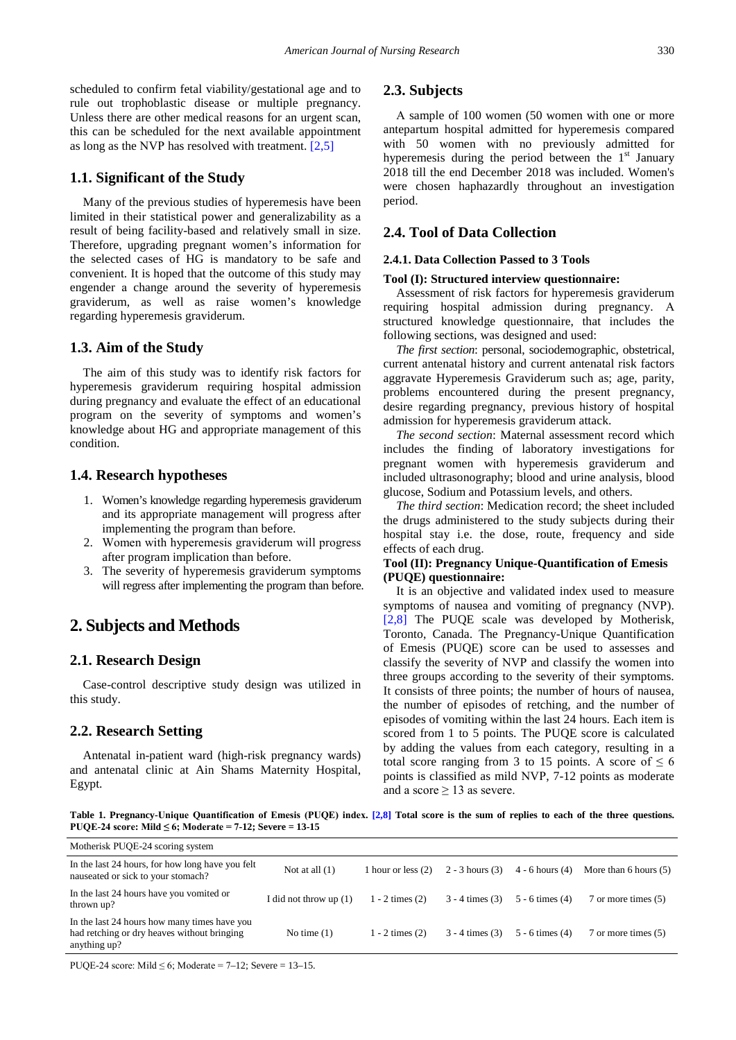scheduled to confirm fetal viability/gestational age and to rule out trophoblastic disease or multiple pregnancy. Unless there are other medical reasons for an urgent scan, this can be scheduled for the next available appointment as long as the NVP has resolved with treatment. [2,5]

## 1.1. Significant of the Study

Many of the previous studies of hyperemesis have been limited in their statistical power and generalizability as a result of being facility-based and relatively small in size. Therefore, upgrading pregnant women's information for the selected cases of HG is mandatory to be safe and convenient. It is hoped that the outcome of this study may engender a change around the severity of hyperemesis graviderum, as well as raise women's knowledge regarding hyperemesis graviderum.

## 1.3. Aim of the Study

The aim of this study was to identify risk factors for hyperemesis graviderum requiring hospital admission during pregnancy and evaluate the effect of an educational program on the severity of symptoms and women's knowledge about HG and appropriate management of this condition.

## 1.4. Research hypotheses

1. Women's knowledge regarding hyperemesis graviderum and its appropriate management will progress after implementing the program than before.
2. Women with hyperemesis graviderum will progress after program implication than before.
3. The severity of hyperemesis graviderum symptoms will regress after implementing the program than before.

# 2. Subjects and Methods

## 2.1. Research Design

Case-control descriptive study design was utilized in this study.

## 2.2. Research Setting

Antenatal in-patient ward (high-risk pregnancy wards) and antenatal clinic at Ain Shams Maternity Hospital, Egypt.

## 2.3. Subjects

A sample of 100 women (50 women with one or more antepartum hospital admitted for hyperemesis compared with 50 women with no previously admitted for hyperemesis during the period between the 1st January 2018 till the end December 2018 was included. Women's were chosen haphazardly throughout an investigation period.

## 2.4. Tool of Data Collection

### 2.4.1. Data Collection Passed to 3 Tools

**Tool (I): Structured interview questionnaire:**

Assessment of risk factors for hyperemesis graviderum requiring hospital admission during pregnancy. A structured knowledge questionnaire, that includes the following sections, was designed and used:

*The first section*: personal, sociodemographic, obstetrical, current antenatal history and current antenatal risk factors aggravate Hyperemesis Graviderum such as; age, parity, problems encountered during the present pregnancy, desire regarding pregnancy, previous history of hospital admission for hyperemesis graviderum attack.

*The second section*: Maternal assessment record which includes the finding of laboratory investigations for pregnant women with hyperemesis graviderum and included ultrasonography; blood and urine analysis, blood glucose, Sodium and Potassium levels, and others.

*The third section*: Medication record; the sheet included the drugs administered to the study subjects during their hospital stay i.e. the dose, route, frequency and side effects of each drug.

**Tool (II): Pregnancy Unique-Quantification of Emesis (PUQE) questionnaire:**

It is an objective and validated index used to measure symptoms of nausea and vomiting of pregnancy (NVP). [2,8] The PUQE scale was developed by Motherisk, Toronto, Canada. The Pregnancy-Unique Quantification of Emesis (PUQE) score can be used to assesses and classify the severity of NVP and classify the women into three groups according to the severity of their symptoms. It consists of three points; the number of hours of nausea, the number of episodes of retching, and the number of episodes of vomiting within the last 24 hours. Each item is scored from 1 to 5 points. The PUQE score is calculated by adding the values from each category, resulting in a total score ranging from 3 to 15 points. A score of $\leq 6$ points is classified as mild NVP, 7-12 points as moderate and a score $\geq 13$ as severe.

**Table 1. Pregnancy-Unique Quantification of Emesis (PUQE) index. [2,8] Total score is the sum of replies to each of the three questions. PUQE-24 score: Mild ≤ 6; Moderate = 7-12; Severe = 13-15**

| Motherisk PUQE-24 scoring system | | | | | |
|---|---|---|---|---|---|
| In the last 24 hours, for how long have you felt nauseated or sick to your stomach? | Not at all (1) | 1 hour or less (2) | 2 - 3 hours (3) | 4 - 6 hours (4) | More than 6 hours (5) |
| In the last 24 hours have you vomited or thrown up? | I did not throw up (1) | 1 - 2 times (2) | 3 - 4 times (3) | 5 - 6 times (4) | 7 or more times (5) |
| In the last 24 hours how many times have you had retching or dry heaves without bringing anything up? | No time (1) | 1 - 2 times (2) | 3 - 4 times (3) | 5 - 6 times (4) | 7 or more times (5) |

PUQE-24 score: Mild ≤ 6; Moderate = 7–12; Severe = 13–15.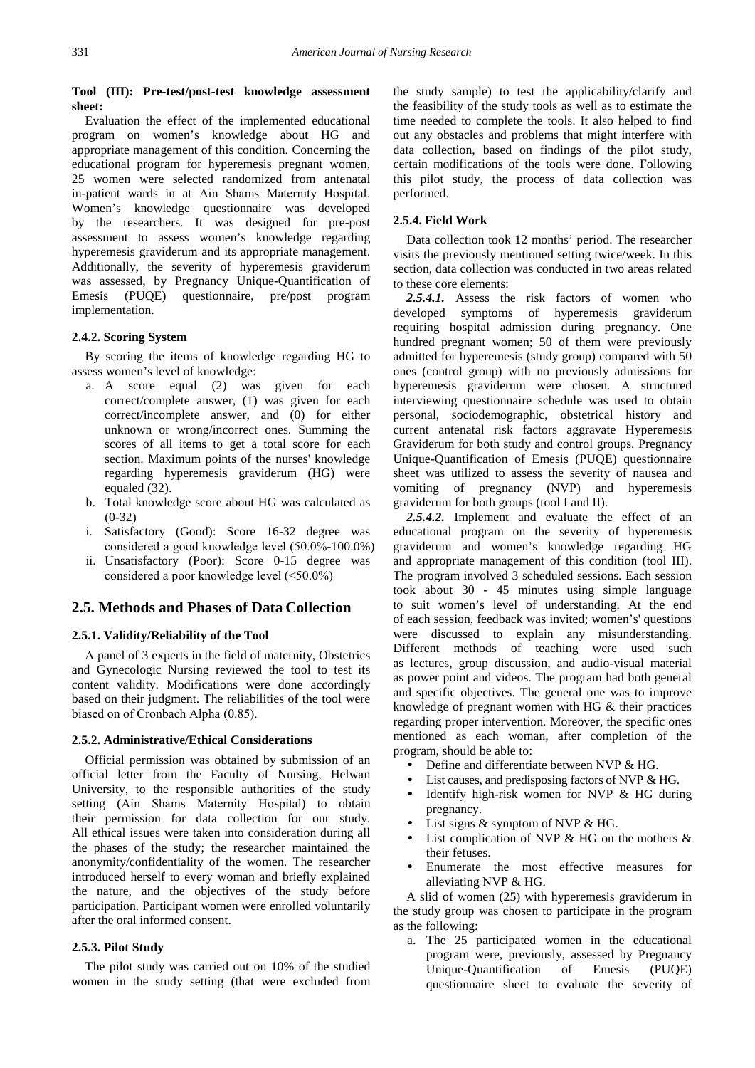**Tool (III): Pre-test/post-test knowledge assessment sheet:**

Evaluation the effect of the implemented educational program on women's knowledge about HG and appropriate management of this condition. Concerning the educational program for hyperemesis pregnant women, 25 women were selected randomized from antenatal in-patient wards in at Ain Shams Maternity Hospital. Women's knowledge questionnaire was developed by the researchers. It was designed for pre-post assessment to assess women's knowledge regarding hyperemesis graviderum and its appropriate management. Additionally, the severity of hyperemesis graviderum was assessed, by Pregnancy Unique-Quantification of Emesis (PUQE) questionnaire, pre/post program implementation.

### 2.4.2. Scoring System

By scoring the items of knowledge regarding HG to assess women's level of knowledge:

a. A score equal (2) was given for each correct/complete answer, (1) was given for each correct/incomplete answer, and (0) for either unknown or wrong/incorrect ones. Summing the scores of all items to get a total score for each section. Maximum points of the nurses' knowledge regarding hyperemesis graviderum (HG) were equaled (32).
b. Total knowledge score about HG was calculated as (0-32)
   i. Satisfactory (Good): Score 16-32 degree was considered a good knowledge level (50.0%-100.0%)
   ii. Unsatisfactory (Poor): Score 0-15 degree was considered a poor knowledge level (<50.0%)

## 2.5. Methods and Phases of Data Collection

### 2.5.1. Validity/Reliability of the Tool

A panel of 3 experts in the field of maternity, Obstetrics and Gynecologic Nursing reviewed the tool to test its content validity. Modifications were done accordingly based on their judgment. The reliabilities of the tool were biased on of Cronbach Alpha (0.85).

### 2.5.2. Administrative/Ethical Considerations

Official permission was obtained by submission of an official letter from the Faculty of Nursing, Helwan University, to the responsible authorities of the study setting (Ain Shams Maternity Hospital) to obtain their permission for data collection for our study. All ethical issues were taken into consideration during all the phases of the study; the researcher maintained the anonymity/confidentiality of the women. The researcher introduced herself to every woman and briefly explained the nature, and the objectives of the study before participation. Participant women were enrolled voluntarily after the oral informed consent.

### 2.5.3. Pilot Study

The pilot study was carried out on 10% of the studied women in the study setting (that were excluded from the study sample) to test the applicability/clarify and the feasibility of the study tools as well as to estimate the time needed to complete the tools. It also helped to find out any obstacles and problems that might interfere with data collection, based on findings of the pilot study, certain modifications of the tools were done. Following this pilot study, the process of data collection was performed.

### 2.5.4. Field Work

Data collection took 12 months' period. The researcher visits the previously mentioned setting twice/week. In this section, data collection was conducted in two areas related to these core elements:

***2.5.4.1.*** Assess the risk factors of women who developed symptoms of hyperemesis graviderum requiring hospital admission during pregnancy. One hundred pregnant women; 50 of them were previously admitted for hyperemesis (study group) compared with 50 ones (control group) with no previously admissions for hyperemesis graviderum were chosen. A structured interviewing questionnaire schedule was used to obtain personal, sociodemographic, obstetrical history and current antenatal risk factors aggravate Hyperemesis Graviderum for both study and control groups. Pregnancy Unique-Quantification of Emesis (PUQE) questionnaire sheet was utilized to assess the severity of nausea and vomiting of pregnancy (NVP) and hyperemesis graviderum for both groups (tool I and II).

***2.5.4.2.*** Implement and evaluate the effect of an educational program on the severity of hyperemesis graviderum and women's knowledge regarding HG and appropriate management of this condition (tool III). The program involved 3 scheduled sessions. Each session took about 30 - 45 minutes using simple language to suit women's level of understanding. At the end of each session, feedback was invited; women's' questions were discussed to explain any misunderstanding. Different methods of teaching were used such as lectures, group discussion, and audio-visual material as power point and videos. The program had both general and specific objectives. The general one was to improve knowledge of pregnant women with HG & their practices regarding proper intervention. Moreover, the specific ones mentioned as each woman, after completion of the program, should be able to:

- Define and differentiate between NVP & HG.
- List causes, and predisposing factors of NVP & HG.
- Identify high-risk women for NVP & HG during pregnancy.
- List signs & symptom of NVP & HG.
- List complication of NVP & HG on the mothers & their fetuses.
- Enumerate the most effective measures for alleviating NVP & HG.

A slid of women (25) with hyperemesis graviderum in the study group was chosen to participate in the program as the following:

a. The 25 participated women in the educational program were, previously, assessed by Pregnancy Unique-Quantification of Emesis (PUQE) questionnaire sheet to evaluate the severity of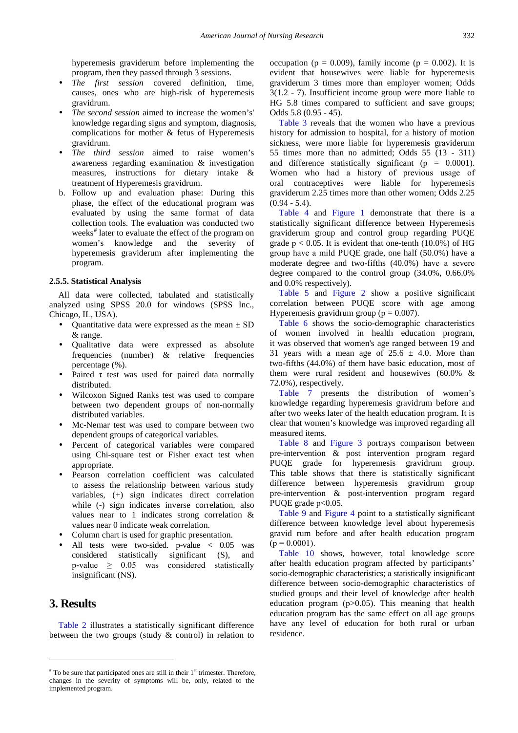hyperemesis graviderum before implementing the program, then they passed through 3 sessions.

- *The first session* covered definition, time, causes, ones who are high-risk of hyperemesis gravidrum.
- *The second session* aimed to increase the women's' knowledge regarding signs and symptom, diagnosis, complications for mother & fetus of Hyperemesis gravidrum.
- *The third session* aimed to raise women's awareness regarding examination & investigation measures, instructions for dietary intake & treatment of Hyperemesis gravidrum.

b. Follow up and evaluation phase: During this phase, the effect of the educational program was evaluated by using the same format of data collection tools. The evaluation was conducted two weeks[#] later to evaluate the effect of the program on women's knowledge and the severity of hyperemesis graviderum after implementing the program.

#### 2.5.5. Statistical Analysis

All data were collected, tabulated and statistically analyzed using SPSS 20.0 for windows (SPSS Inc., Chicago, IL, USA).

- Quantitative data were expressed as the mean ± SD & range.
- Qualitative data were expressed as absolute frequencies (number) & relative frequencies percentage (%).
- Paired τ test was used for paired data normally distributed.
- Wilcoxon Signed Ranks test was used to compare between two dependent groups of non-normally distributed variables.
- Mc-Nemar test was used to compare between two dependent groups of categorical variables.
- Percent of categorical variables were compared using Chi-square test or Fisher exact test when appropriate.
- Pearson correlation coefficient was calculated to assess the relationship between various study variables, (+) sign indicates direct correlation while (-) sign indicates inverse correlation, also values near to 1 indicates strong correlation & values near 0 indicate weak correlation.
- Column chart is used for graphic presentation.
- All tests were two-sided. p-value < 0.05 was considered statistically significant (S), and p-value ≥ 0.05 was considered statistically insignificant (NS).

## 3. Results

Table 2 illustrates a statistically significant difference between the two groups (study & control) in relation to occupation ($p = 0.009$), family income ($p = 0.002$). It is evident that housewives were liable for hyperemesis graviderum 3 times more than employer women; Odds 3(1.2 - 7). Insufficient income group were more liable to HG 5.8 times compared to sufficient and save groups; Odds 5.8 (0.95 - 45).

Table 3 reveals that the women who have a previous history for admission to hospital, for a history of motion sickness, were more liable for hyperemesis graviderum 55 times more than no admitted; Odds 55 (13 - 311) and difference statistically significant ($p = 0.0001$). Women who had a history of previous usage of oral contraceptives were liable for hyperemesis graviderum 2.25 times more than other women; Odds 2.25 (0.94 - 5.4).

Table 4 and Figure 1 demonstrate that there is a statistically significant difference between Hyperemesis graviderum group and control group regarding PUQE grade $p < 0.05$. It is evident that one-tenth (10.0%) of HG group have a mild PUQE grade, one half (50.0%) have a moderate degree and two-fifths (40.0%) have a severe degree compared to the control group (34.0%, 0.66.0% and 0.0% respectively).

Table 5 and Figure 2 show a positive significant correlation between PUQE score with age among Hyperemesis gravidrum group ($p = 0.007$).

Table 6 shows the socio-demographic characteristics of women involved in health education program, it was observed that women's age ranged between 19 and 31 years with a mean age of 25.6 ± 4.0. More than two-fifths (44.0%) of them have basic education, most of them were rural resident and housewives (60.0% & 72.0%), respectively.

Table 7 presents the distribution of women's knowledge regarding hyperemesis gravidrum before and after two weeks later of the health education program. It is clear that women's knowledge was improved regarding all measured items.

Table 8 and Figure 3 portrays comparison between pre-intervention & post intervention program regard PUQE grade for hyperemesis gravidrum group. This table shows that there is statistically significant difference between hyperemesis gravidrum group pre-intervention & post-intervention program regard PUQE grade $p<0.05$.

Table 9 and Figure 4 point to a statistically significant difference between knowledge level about hyperemesis gravid rum before and after health education program ($p = 0.0001$).

Table 10 shows, however, total knowledge score after health education program affected by participants' socio-demographic characteristics; a statistically insignificant difference between socio-demographic characteristics of studied groups and their level of knowledge after health education program ($p>0.05$). This meaning that health education program has the same effect on all age groups have any level of education for both rural or urban residence.

---

[#] To be sure that participated ones are still in their 1st trimester. Therefore, changes in the severity of symptoms will be, only, related to the implemented program.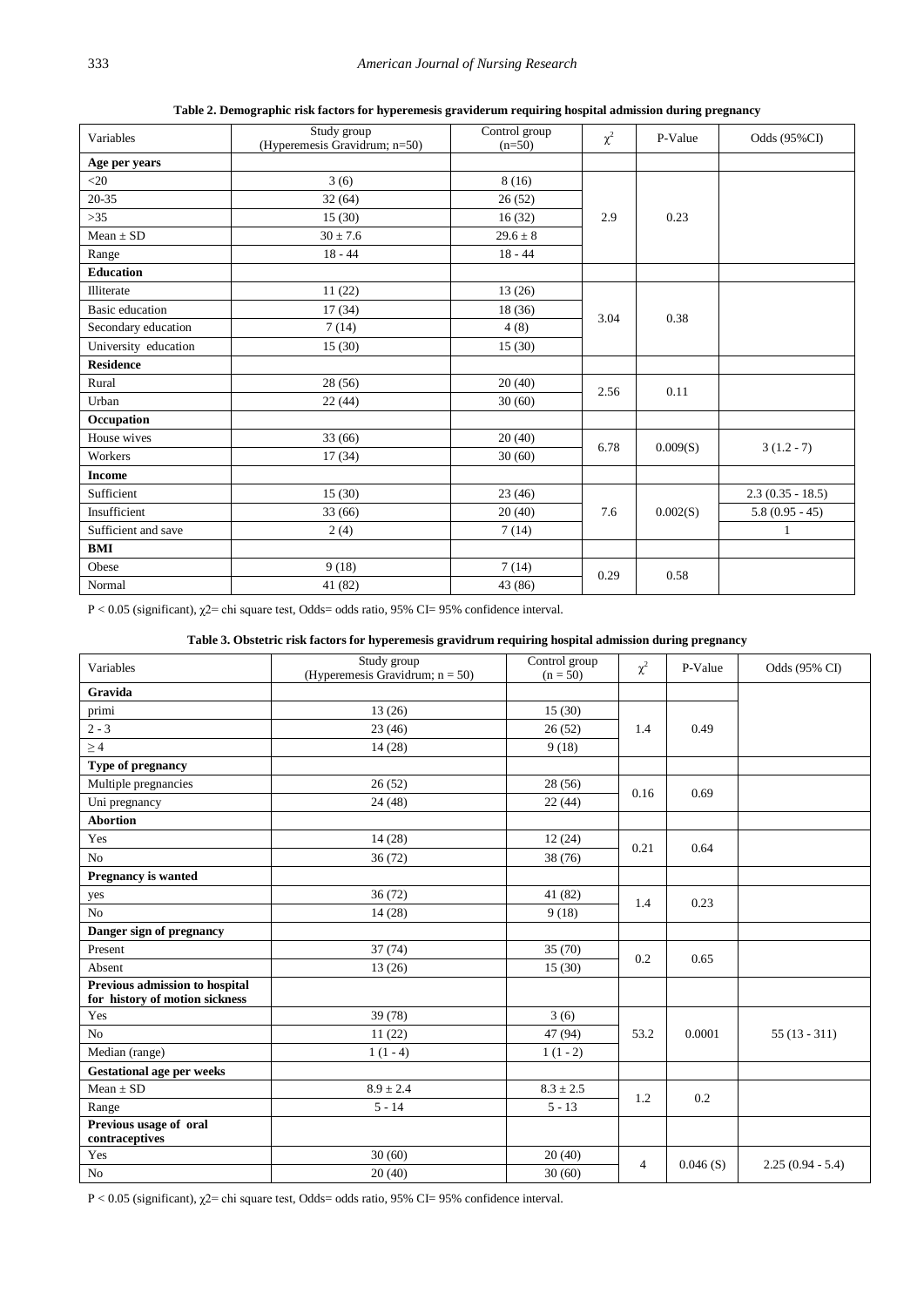**Table 2. Demographic risk factors for hyperemesis graviderum requiring hospital admission during pregnancy**

| Variables | Study group (Hyperemesis Gravidrum; n=50) | Control group (n=50) | $\chi^2$ | P-Value | Odds (95%CI) |
|---|---|---|---|---|---|
| **Age per years** | | | | | |
| <20 | 3 (6) | 8 (16) | 2.9 | 0.23 | |
| 20-35 | 32 (64) | 26 (52) | | | |
| >35 | 15 (30) | 16 (32) | | | |
| Mean ± SD | 30 ± 7.6 | 29.6 ± 8 | | | |
| Range | 18 - 44 | 18 - 44 | | | |
| **Education** | | | | | |
| Illiterate | 11 (22) | 13 (26) | 3.04 | 0.38 | |
| Basic education | 17 (34) | 18 (36) | | | |
| Secondary education | 7 (14) | 4 (8) | | | |
| University education | 15 (30) | 15 (30) | | | |
| **Residence** | | | | | |
| Rural | 28 (56) | 20 (40) | 2.56 | 0.11 | |
| Urban | 22 (44) | 30 (60) | | | |
| **Occupation** | | | | | |
| House wives | 33 (66) | 20 (40) | 6.78 | 0.009(S) | 3 (1.2 - 7) |
| Workers | 17 (34) | 30 (60) | | | |
| **Income** | | | | | |
| Sufficient | 15 (30) | 23 (46) | 7.6 | 0.002(S) | 2.3 (0.35 - 18.5) |
| Insufficient | 33 (66) | 20 (40) | | | 5.8 (0.95 - 45) |
| Sufficient and save | 2 (4) | 7 (14) | | | 1 |
| **BMI** | | | | | |
| Obese | 9 (18) | 7 (14) | 0.29 | 0.58 | |
| Normal | 41 (82) | 43 (86) | | | |

$P < 0.05$ (significant), $\chi^2$= chi square test, Odds= odds ratio, 95% CI= 95% confidence interval.

**Table 3. Obstetric risk factors for hyperemesis gravidrum requiring hospital admission during pregnancy**

| Variables | Study group (Hyperemesis Gravidrum; n = 50) | Control group (n = 50) | $\chi^2$ | P-Value | Odds (95% CI) |
|---|---|---|---|---|---|
| **Gravida** | | | | | |
| primi | 13 (26) | 15 (30) | 1.4 | 0.49 | |
| 2 - 3 | 23 (46) | 26 (52) | | | |
| ≥ 4 | 14 (28) | 9 (18) | | | |
| **Type of pregnancy** | | | | | |
| Multiple pregnancies | 26 (52) | 28 (56) | 0.16 | 0.69 | |
| Uni pregnancy | 24 (48) | 22 (44) | | | |
| **Abortion** | | | | | |
| Yes | 14 (28) | 12 (24) | 0.21 | 0.64 | |
| No | 36 (72) | 38 (76) | | | |
| **Pregnancy is wanted** | | | | | |
| yes | 36 (72) | 41 (82) | 1.4 | 0.23 | |
| No | 14 (28) | 9 (18) | | | |
| **Danger sign of pregnancy** | | | | | |
| Present | 37 (74) | 35 (70) | 0.2 | 0.65 | |
| Absent | 13 (26) | 15 (30) | | | |
| **Previous admission to hospital for history of motion sickness** | | | | | |
| Yes | 39 (78) | 3 (6) | 53.2 | 0.0001 | 55 (13 - 311) |
| No | 11 (22) | 47 (94) | | | |
| Median (range) | 1 (1 - 4) | 1 (1 - 2) | | | |
| **Gestational age per weeks** | | | | | |
| Mean ± SD | 8.9 ± 2.4 | 8.3 ± 2.5 | 1.2 | 0.2 | |
| Range | 5 - 14 | 5 - 13 | | | |
| **Previous usage of oral contraceptives** | | | | | |
| Yes | 30 (60) | 20 (40) | 4 | 0.046 (S) | 2.25 (0.94 - 5.4) |
| No | 20 (40) | 30 (60) | | | |

$P < 0.05$ (significant), $\chi^2$= chi square test, Odds= odds ratio, 95% CI= 95% confidence interval.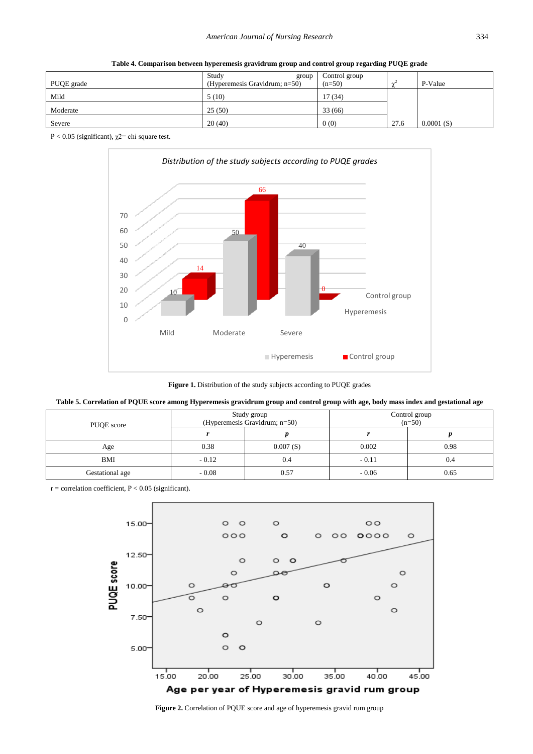**Table 4. Comparison between hyperemesis gravidrum group and control group regarding PUQE grade**

| PUQE grade | Study group (Hyperemesis Gravidrum; n=50) | Control group (n=50) | $\chi^2$ | P-Value |
|---|---|---|---|---|
| Mild | 5 (10) | 17 (34) | | |
| Moderate | 25 (50) | 33 (66) | | |
| Severe | 20 (40) | 0 (0) | 27.6 | 0.0001 (S) |

P < 0.05 (significant), $\chi2$= chi square test.

**Figure 1.** Distribution of the study subjects according to PUQE grades

**Table 5. Correlation of PQUE score among Hyperemesis gravidrum group and control group with age, body mass index and gestational age**

| PUQE score | Study group (Hyperemesis Gravidrum; n=50) | | Control group (n=50) | |
|---|---|---|---|---|
| | ***r*** | ***p*** | ***r*** | ***p*** |
| Age | 0.38 | 0.007 (S) | 0.002 | 0.98 |
| BMI | - 0.12 | 0.4 | - 0.11 | 0.4 |
| Gestational age | - 0.08 | 0.57 | - 0.06 | 0.65 |

r = correlation coefficient, P < 0.05 (significant).

**Figure 2.** Correlation of PQUE score and age of hyperemesis gravid rum group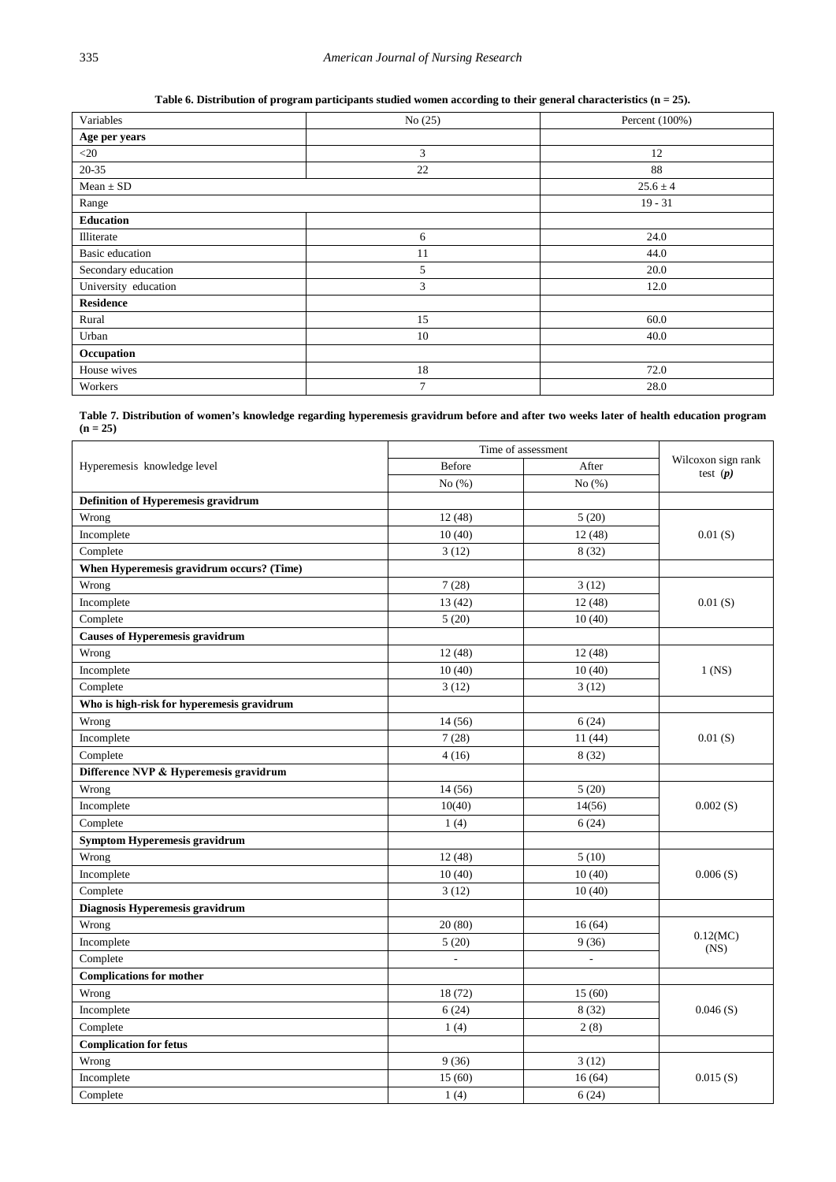**Table 6. Distribution of program participants studied women according to their general characteristics (n = 25).**

| Variables | No (25) | Percent (100%) |
|---|---|---|
| **Age per years** | | |
| <20 | 3 | 12 |
| 20-35 | 22 | 88 |
| Mean ± SD | | 25.6 ± 4 |
| Range | | 19 - 31 |
| **Education** | | |
| Illiterate | 6 | 24.0 |
| Basic education | 11 | 44.0 |
| Secondary education | 5 | 20.0 |
| University education | 3 | 12.0 |
| **Residence** | | |
| Rural | 15 | 60.0 |
| Urban | 10 | 40.0 |
| **Occupation** | | |
| House wives | 18 | 72.0 |
| Workers | 7 | 28.0 |

**Table 7. Distribution of women's knowledge regarding hyperemesis gravidrum before and after two weeks later of health education program (n = 25)**

| Hyperemesis knowledge level | Time of assessment | | Wilcoxon sign rank test (*p*) |
|---|---|---|---|
| | Before | After | |
| | No (%) | No (%) | |
| **Definition of Hyperemesis gravidrum** | | | |
| Wrong | 12 (48) | 5 (20) | 0.01 (S) |
| Incomplete | 10 (40) | 12 (48) | |
| Complete | 3 (12) | 8 (32) | |
| **When Hyperemesis gravidrum occurs? (Time)** | | | |
| Wrong | 7 (28) | 3 (12) | 0.01 (S) |
| Incomplete | 13 (42) | 12 (48) | |
| Complete | 5 (20) | 10 (40) | |
| **Causes of Hyperemesis gravidrum** | | | |
| Wrong | 12 (48) | 12 (48) | 1 (NS) |
| Incomplete | 10 (40) | 10 (40) | |
| Complete | 3 (12) | 3 (12) | |
| **Who is high-risk for hyperemesis gravidrum** | | | |
| Wrong | 14 (56) | 6 (24) | 0.01 (S) |
| Incomplete | 7 (28) | 11 (44) | |
| Complete | 4 (16) | 8 (32) | |
| **Difference NVP & Hyperemesis gravidrum** | | | |
| Wrong | 14 (56) | 5 (20) | 0.002 (S) |
| Incomplete | 10(40) | 14(56) | |
| Complete | 1 (4) | 6 (24) | |
| **Symptom Hyperemesis gravidrum** | | | |
| Wrong | 12 (48) | 5 (10) | 0.006 (S) |
| Incomplete | 10 (40) | 10 (40) | |
| Complete | 3 (12) | 10 (40) | |
| **Diagnosis Hyperemesis gravidrum** | | | |
| Wrong | 20 (80) | 16 (64) | 0.12(MC) (NS) |
| Incomplete | 5 (20) | 9 (36) | |
| Complete | - | - | |
| **Complications for mother** | | | |
| Wrong | 18 (72) | 15 (60) | 0.046 (S) |
| Incomplete | 6 (24) | 8 (32) | |
| Complete | 1 (4) | 2 (8) | |
| **Complication for fetus** | | | |
| Wrong | 9 (36) | 3 (12) | 0.015 (S) |
| Incomplete | 15 (60) | 16 (64) | |
| Complete | 1 (4) | 6 (24) | |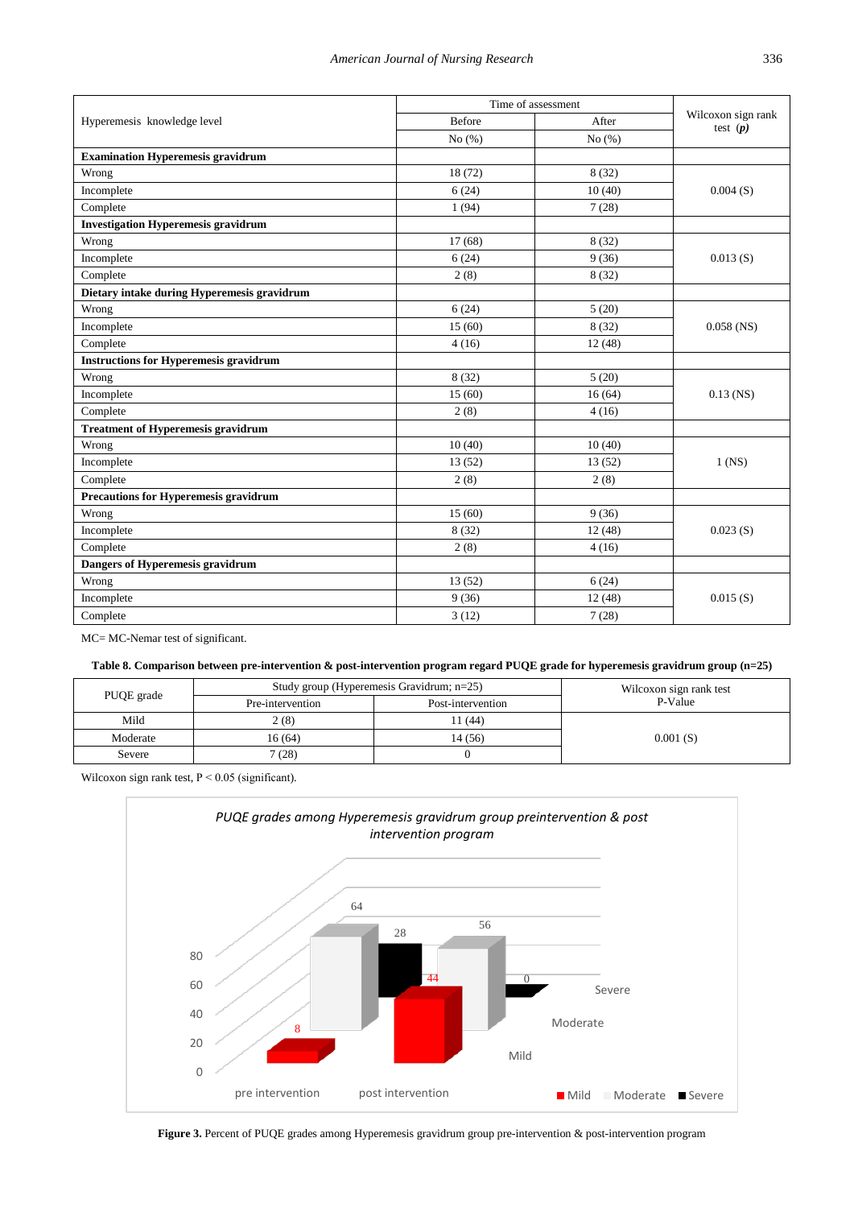| Hyperemesis knowledge level | Time of assessment | | Wilcoxon sign rank test (*p*) |
|---|---|---|---|
| | Before | After | |
| | No (%) | No (%) | |
| **Examination Hyperemesis gravidrum** | | | |
| Wrong | 18 (72) | 8 (32) | 0.004 (S) |
| Incomplete | 6 (24) | 10 (40) | |
| Complete | 1 (94) | 7 (28) | |
| **Investigation Hyperemesis gravidrum** | | | |
| Wrong | 17 (68) | 8 (32) | 0.013 (S) |
| Incomplete | 6 (24) | 9 (36) | |
| Complete | 2 (8) | 8 (32) | |
| **Dietary intake during Hyperemesis gravidrum** | | | |
| Wrong | 6 (24) | 5 (20) | 0.058 (NS) |
| Incomplete | 15 (60) | 8 (32) | |
| Complete | 4 (16) | 12 (48) | |
| **Instructions for Hyperemesis gravidrum** | | | |
| Wrong | 8 (32) | 5 (20) | 0.13 (NS) |
| Incomplete | 15 (60) | 16 (64) | |
| Complete | 2 (8) | 4 (16) | |
| **Treatment of Hyperemesis gravidrum** | | | |
| Wrong | 10 (40) | 10 (40) | 1 (NS) |
| Incomplete | 13 (52) | 13 (52) | |
| Complete | 2 (8) | 2 (8) | |
| **Precautions for Hyperemesis gravidrum** | | | |
| Wrong | 15 (60) | 9 (36) | 0.023 (S) |
| Incomplete | 8 (32) | 12 (48) | |
| Complete | 2 (8) | 4 (16) | |
| **Dangers of Hyperemesis gravidrum** | | | |
| Wrong | 13 (52) | 6 (24) | 0.015 (S) |
| Incomplete | 9 (36) | 12 (48) | |
| Complete | 3 (12) | 7 (28) | |

MC= MC-Nemar test of significant.

**Table 8. Comparison between pre-intervention & post-intervention program regard PUQE grade for hyperemesis gravidrum group (n=25)**

| PUQE grade | Study group (Hyperemesis Gravidrum; n=25) | | Wilcoxon sign rank test P-Value |
|---|---|---|---|
| | Pre-intervention | Post-intervention | |
| Mild | 2 (8) | 11 (44) | 0.001 (S) |
| Moderate | 16 (64) | 14 (56) | |
| Severe | 7 (28) | 0 | |

Wilcoxon sign rank test, $P < 0.05$ (significant).

**Figure 3.** Percent of PUQE grades among Hyperemesis gravidrum group pre-intervention & post-intervention program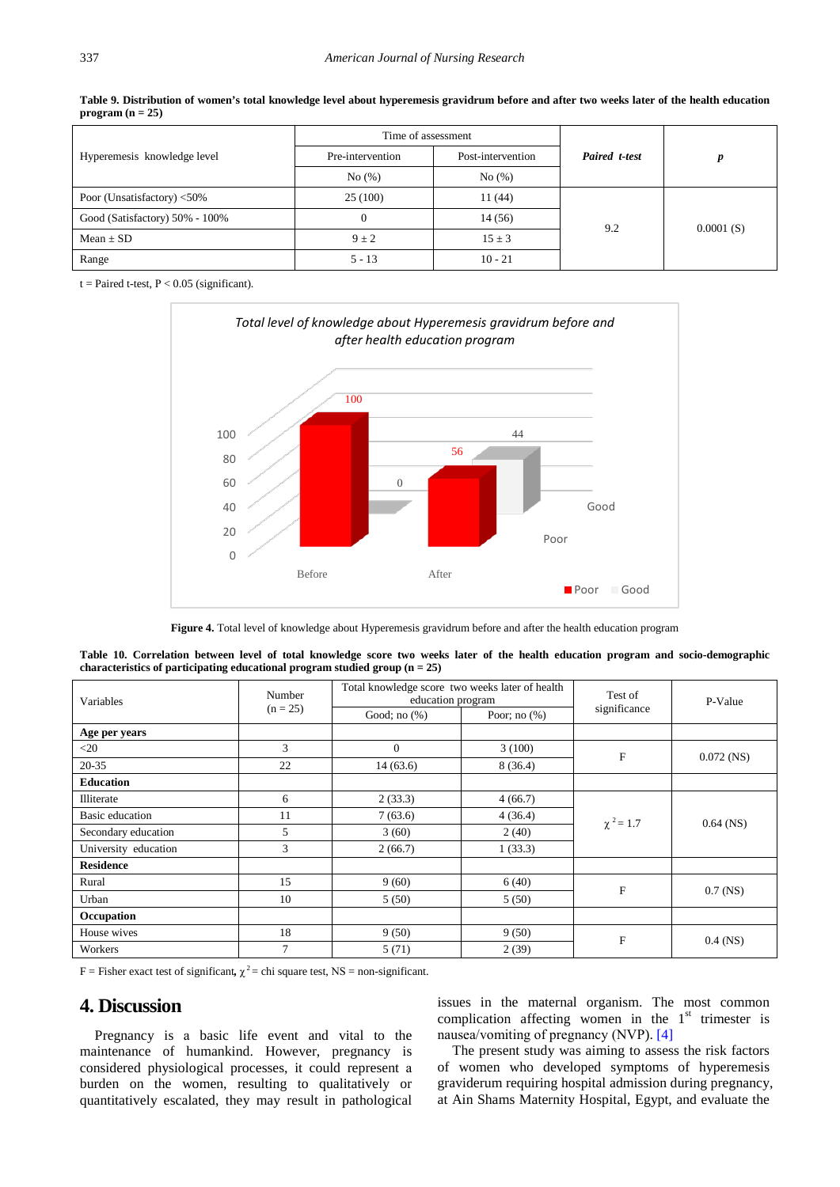**Table 9. Distribution of women's total knowledge level about hyperemesis gravidrum before and after two weeks later of the health education program (n = 25)**

| Hyperemesis knowledge level | Time of assessment | | *Paired t-test* | *p* |
|---|---|---|---|---|
| | Pre-intervention | Post-intervention | | |
| | No (%) | No (%) | | |
| Poor (Unsatisfactory) <50% | 25 (100) | 11 (44) | 9.2 | 0.0001 (S) |
| Good (Satisfactory) 50% - 100% | 0 | 14 (56) | | |
| Mean ± SD | 9 ± 2 | 15 ± 3 | | |
| Range | 5 - 13 | 10 - 21 | | |

t = Paired t-test, P < 0.05 (significant).

**Figure 4.** Total level of knowledge about Hyperemesis gravidrum before and after the health education program

**Table 10. Correlation between level of total knowledge score two weeks later of the health education program and socio-demographic characteristics of participating educational program studied group (n = 25)**

| Variables | Number (n = 25) | Total knowledge score two weeks later of health education program | | Test of significance | P-Value |
|---|---|---|---|---|---|
| | | Good; no (%) | Poor; no (%) | | |
| **Age per years** | | | | | |
| <20 | 3 | 0 | 3 (100) | F | 0.072 (NS) |
| 20-35 | 22 | 14 (63.6) | 8 (36.4) | | |
| **Education** | | | | | |
| Illiterate | 6 | 2 (33.3) | 4 (66.7) | $\chi^2 = 1.7$ | 0.64 (NS) |
| Basic education | 11 | 7 (63.6) | 4 (36.4) | | |
| Secondary education | 5 | 3 (60) | 2 (40) | | |
| University education | 3 | 2 (66.7) | 1 (33.3) | | |
| **Residence** | | | | | |
| Rural | 15 | 9 (60) | 6 (40) | F | 0.7 (NS) |
| Urban | 10 | 5 (50) | 5 (50) | | |
| **Occupation** | | | | | |
| House wives | 18 | 9 (50) | 9 (50) | F | 0.4 (NS) |
| Workers | 7 | 5 (71) | 2 (39) | | |

F = Fisher exact test of significant, $\chi^2$ = chi square test, NS = non-significant.

## 4. Discussion

Pregnancy is a basic life event and vital to the maintenance of humankind. However, pregnancy is considered physiological processes, it could represent a burden on the women, resulting to qualitatively or quantitatively escalated, they may result in pathological issues in the maternal organism. The most common complication affecting women in the 1st trimester is nausea/vomiting of pregnancy (NVP). [4]

The present study was aiming to assess the risk factors of women who developed symptoms of hyperemesis graviderum requiring hospital admission during pregnancy, at Ain Shams Maternity Hospital, Egypt, and evaluate the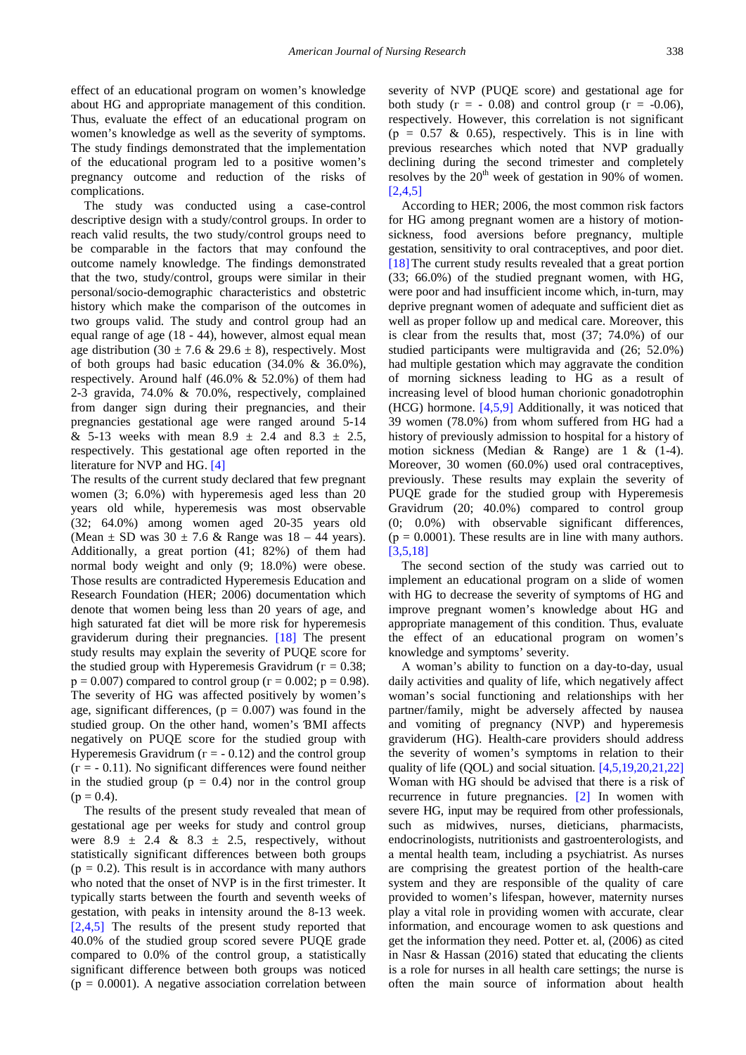effect of an educational program on women's knowledge about HG and appropriate management of this condition. Thus, evaluate the effect of an educational program on women's knowledge as well as the severity of symptoms. The study findings demonstrated that the implementation of the educational program led to a positive women's pregnancy outcome and reduction of the risks of complications.

The study was conducted using a case-control descriptive design with a study/control groups. In order to reach valid results, the two study/control groups need to be comparable in the factors that may confound the outcome namely knowledge. The findings demonstrated that the two, study/control, groups were similar in their personal/socio-demographic characteristics and obstetric history which make the comparison of the outcomes in two groups valid. The study and control group had an equal range of age (18 - 44), however, almost equal mean age distribution (30 ± 7.6 & 29.6 ± 8), respectively. Most of both groups had basic education (34.0% & 36.0%), respectively. Around half (46.0% & 52.0%) of them had 2-3 gravida, 74.0% & 70.0%, respectively, complained from danger sign during their pregnancies, and their pregnancies gestational age were ranged around 5-14 & 5-13 weeks with mean 8.9 ± 2.4 and 8.3 ± 2.5, respectively. This gestational age often reported in the literature for NVP and HG. [4]

The results of the current study declared that few pregnant women (3; 6.0%) with hyperemesis aged less than 20 years old while, hyperemesis was most observable (32; 64.0%) among women aged 20-35 years old (Mean ± SD was 30 ± 7.6 & Range was 18 – 44 years). Additionally, a great portion (41; 82%) of them had normal body weight and only (9; 18.0%) were obese. Those results are contradicted Hyperemesis Education and Research Foundation (HER; 2006) documentation which denote that women being less than 20 years of age, and high saturated fat diet will be more risk for hyperemesis graviderum during their pregnancies. [18] The present study results may explain the severity of PUQE score for the studied group with Hyperemesis Gravidrum ($r = 0.38$; $p = 0.007$) compared to control group ($r = 0.002$; $p = 0.98$). The severity of HG was affected positively by women's age, significant differences, ($p = 0.007$) was found in the studied group. On the other hand, women's BMI affects negatively on PUQE score for the studied group with Hyperemesis Gravidrum ($r = - 0.12$) and the control group ($r = - 0.11$). No significant differences were found neither in the studied group ($p = 0.4$) nor in the control group ($p = 0.4$).

The results of the present study revealed that mean of gestational age per weeks for study and control group were 8.9 ± 2.4 & 8.3 ± 2.5, respectively, without statistically significant differences between both groups ($p = 0.2$). This result is in accordance with many authors who noted that the onset of NVP is in the first trimester. It typically starts between the fourth and seventh weeks of gestation, with peaks in intensity around the 8-13 week. [2,4,5] The results of the present study reported that 40.0% of the studied group scored severe PUQE grade compared to 0.0% of the control group, a statistically significant difference between both groups was noticed ($p = 0.0001$). A negative association correlation between severity of NVP (PUQE score) and gestational age for both study ($r = - 0.08$) and control group ($r = -0.06$), respectively. However, this correlation is not significant ($p = 0.57$ & $0.65$), respectively. This is in line with previous researches which noted that NVP gradually declining during the second trimester and completely resolves by the 20th week of gestation in 90% of women. [2,4,5]

According to HER; 2006, the most common risk factors for HG among pregnant women are a history of motion-sickness, food aversions before pregnancy, multiple gestation, sensitivity to oral contraceptives, and poor diet. [18] The current study results revealed that a great portion (33; 66.0%) of the studied pregnant women, with HG, were poor and had insufficient income which, in-turn, may deprive pregnant women of adequate and sufficient diet as well as proper follow up and medical care. Moreover, this is clear from the results that, most (37; 74.0%) of our studied participants were multigravida and (26; 52.0%) had multiple gestation which may aggravate the condition of morning sickness leading to HG as a result of increasing level of blood human chorionic gonadotrophin (HCG) hormone. [4,5,9] Additionally, it was noticed that 39 women (78.0%) from whom suffered from HG had a history of previously admission to hospital for a history of motion sickness (Median & Range) are 1 & (1-4). Moreover, 30 women (60.0%) used oral contraceptives, previously. These results may explain the severity of PUQE grade for the studied group with Hyperemesis Gravidrum (20; 40.0%) compared to control group (0; 0.0%) with observable significant differences, ($p = 0.0001$). These results are in line with many authors. [3,5,18]

The second section of the study was carried out to implement an educational program on a slide of women with HG to decrease the severity of symptoms of HG and improve pregnant women's knowledge about HG and appropriate management of this condition. Thus, evaluate the effect of an educational program on women's knowledge and symptoms' severity.

A woman's ability to function on a day-to-day, usual daily activities and quality of life, which negatively affect woman's social functioning and relationships with her partner/family, might be adversely affected by nausea and vomiting of pregnancy (NVP) and hyperemesis graviderum (HG). Health-care providers should address the severity of women's symptoms in relation to their quality of life (QOL) and social situation. [4,5,19,20,21,22] Woman with HG should be advised that there is a risk of recurrence in future pregnancies. [2] In women with severe HG, input may be required from other professionals, such as midwives, nurses, dieticians, pharmacists, endocrinologists, nutritionists and gastroenterologists, and a mental health team, including a psychiatrist. As nurses are comprising the greatest portion of the health-care system and they are responsible of the quality of care provided to women's lifespan, however, maternity nurses play a vital role in providing women with accurate, clear information, and encourage women to ask questions and get the information they need. Potter et. al, (2006) as cited in Nasr & Hassan (2016) stated that educating the clients is a role for nurses in all health care settings; the nurse is often the main source of information about health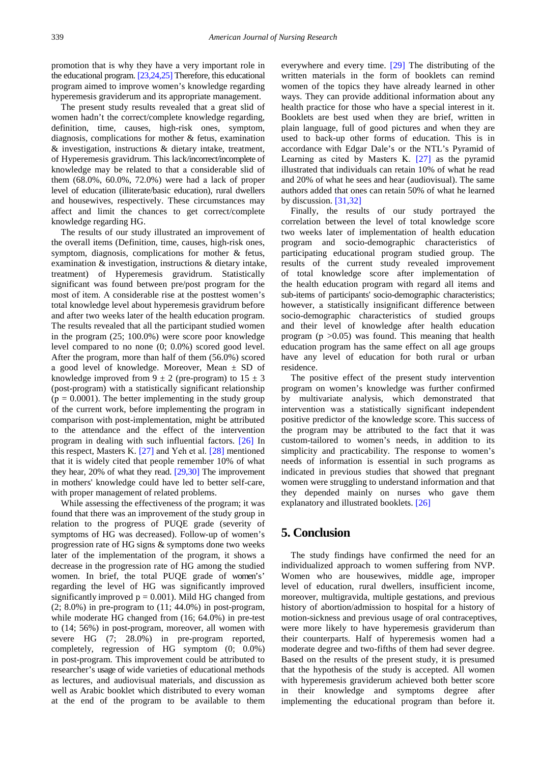promotion that is why they have a very important role in the educational program. [23,24,25] Therefore, this educational program aimed to improve women's knowledge regarding hyperemesis graviderum and its appropriate management.

The present study results revealed that a great slid of women hadn't the correct/complete knowledge regarding, definition, time, causes, high-risk ones, symptom, diagnosis, complications for mother & fetus, examination & investigation, instructions & dietary intake, treatment, of Hyperemesis gravidrum. This lack/incorrect/incomplete of knowledge may be related to that a considerable slid of them (68.0%, 60.0%, 72.0%) were had a lack of proper level of education (illiterate/basic education), rural dwellers and housewives, respectively. These circumstances may affect and limit the chances to get correct/complete knowledge regarding HG.

The results of our study illustrated an improvement of the overall items (Definition, time, causes, high-risk ones, symptom, diagnosis, complications for mother & fetus, examination & investigation, instructions & dietary intake, treatment) of Hyperemesis gravidrum. Statistically significant was found between pre/post program for the most of item. A considerable rise at the posttest women's total knowledge level about hyperemesis gravidrum before and after two weeks later of the health education program. The results revealed that all the participant studied women in the program (25; 100.0%) were score poor knowledge level compared to no none (0; 0.0%) scored good level. After the program, more than half of them (56.0%) scored a good level of knowledge. Moreover, Mean ± SD of knowledge improved from $9 \pm 2$ (pre-program) to $15 \pm 3$ (post-program) with a statistically significant relationship ($p = 0.0001$). The better implementing in the study group of the current work, before implementing the program in comparison with post-implementation, might be attributed to the attendance and the effect of the intervention program in dealing with such influential factors. [26] In this respect, Masters K. [27] and Yeh et al. [28] mentioned that it is widely cited that people remember 10% of what they hear, 20% of what they read. [29,30] The improvement in mothers' knowledge could have led to better self-care, with proper management of related problems.

While assessing the effectiveness of the program; it was found that there was an improvement of the study group in relation to the progress of PUQE grade (severity of symptoms of HG was decreased). Follow-up of women's progression rate of HG signs & symptoms done two weeks later of the implementation of the program, it shows a decrease in the progression rate of HG among the studied women. In brief, the total PUQE grade of women's' regarding the level of HG was significantly improved significantly improved $p = 0.001$). Mild HG changed from (2; 8.0%) in pre-program to (11; 44.0%) in post-program, while moderate HG changed from (16; 64.0%) in pre-test to (14; 56%) in post-program, moreover, all women with severe HG (7; 28.0%) in pre-program reported, completely, regression of HG symptom (0; 0.0%) in post-program. This improvement could be attributed to researcher's usage of wide varieties of educational methods as lectures, and audiovisual materials, and discussion as well as Arabic booklet which distributed to every woman at the end of the program to be available to them everywhere and every time. [29] The distributing of the written materials in the form of booklets can remind women of the topics they have already learned in other ways. They can provide additional information about any health practice for those who have a special interest in it. Booklets are best used when they are brief, written in plain language, full of good pictures and when they are used to back-up other forms of education. This is in accordance with Edgar Dale's or the NTL's Pyramid of Learning as cited by Masters K. [27] as the pyramid illustrated that individuals can retain 10% of what he read and 20% of what he sees and hear (audiovisual). The same authors added that ones can retain 50% of what he learned by discussion. [31,32]

Finally, the results of our study portrayed the correlation between the level of total knowledge score two weeks later of implementation of health education program and socio-demographic characteristics of participating educational program studied group. The results of the current study revealed improvement of total knowledge score after implementation of the health education program with regard all items and sub-items of participants' socio-demographic characteristics; however, a statistically insignificant difference between socio-demographic characteristics of studied groups and their level of knowledge after health education program ($p > 0.05$) was found. This meaning that health education program has the same effect on all age groups have any level of education for both rural or urban residence.

The positive effect of the present study intervention program on women's knowledge was further confirmed by multivariate analysis, which demonstrated that intervention was a statistically significant independent positive predictor of the knowledge score. This success of the program may be attributed to the fact that it was custom-tailored to women's needs, in addition to its simplicity and practicability. The response to women's needs of information is essential in such programs as indicated in previous studies that showed that pregnant women were struggling to understand information and that they depended mainly on nurses who gave them explanatory and illustrated booklets. [26]

## 5. Conclusion

The study findings have confirmed the need for an individualized approach to women suffering from NVP. Women who are housewives, middle age, improper level of education, rural dwellers, insufficient income, moreover, multigravida, multiple gestations, and previous history of abortion/admission to hospital for a history of motion-sickness and previous usage of oral contraceptives, were more likely to have hyperemesis graviderum than their counterparts. Half of hyperemesis women had a moderate degree and two-fifths of them had sever degree. Based on the results of the present study, it is presumed that the hypothesis of the study is accepted. All women with hyperemesis graviderum achieved both better score in their knowledge and symptoms degree after implementing the educational program than before it.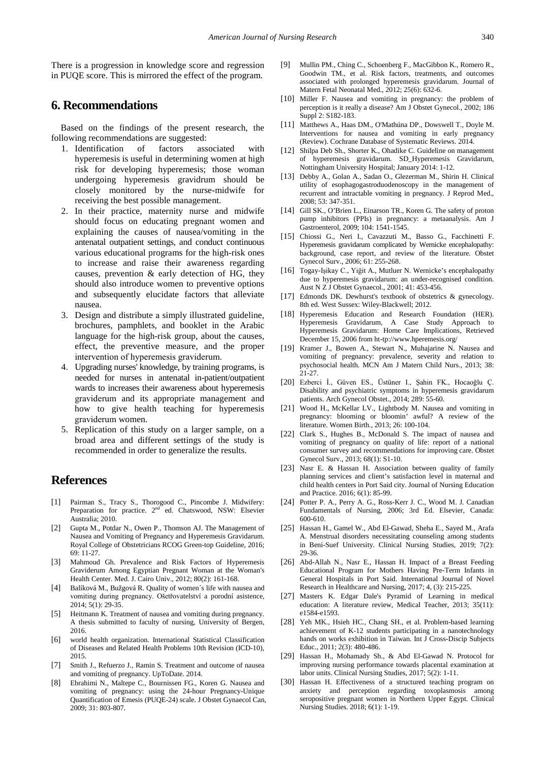There is a progression in knowledge score and regression in PUQE score. This is mirrored the effect of the program.

## 6. Recommendations

Based on the findings of the present research, the following recommendations are suggested:

1. Identification of factors associated with hyperemesis is useful in determining women at high risk for developing hyperemesis; those woman undergoing hyperemesis gravidrum should be closely monitored by the nurse-midwife for receiving the best possible management.
2. In their practice, maternity nurse and midwife should focus on educating pregnant women and explaining the causes of nausea/vomiting in the antenatal outpatient settings, and conduct continuous various educational programs for the high-risk ones to increase and raise their awareness regarding causes, prevention & early detection of HG, they should also introduce women to preventive options and subsequently elucidate factors that alleviate nausea.
3. Design and distribute a simply illustrated guideline, brochures, pamphlets, and booklet in the Arabic language for the high-risk group, about the causes, effect, the preventive measure, and the proper intervention of hyperemesis graviderum.
4. Upgrading nurses' knowledge, by training programs, is needed for nurses in antenatal in-patient/outpatient wards to increases their awareness about hyperemesis graviderum and its appropriate management and how to give health teaching for hyperemesis graviderum women.
5. Replication of this study on a larger sample, on a broad area and different settings of the study is recommended in order to generalize the results.

## References

[1] Pairman S., Tracy S., Thorogood C., Pincombe J. Midwifery: Preparation for practice. 2nd ed. Chatswood, NSW: Elsevier Australia; 2010.

[2] Gupta M., Potdar N., Owen P., Thomson AJ. The Management of Nausea and Vomiting of Pregnancy and Hyperemesis Gravidarum. Royal College of Obstetricians RCOG Green-top Guideline, 2016; 69: 11-27.

[3] Mahmoud Gh. Prevalence and Risk Factors of Hyperemesis Graviderum Among Egyptian Pregnant Woman at the Woman's Health Center. Med. J. Cairo Univ., 2012; 80(2): 161-168.

[4] Balíková M., Bužgová R. Quality of women´s life with nausea and vomiting during pregnancy. Ošetřovatelství a porodní asistence, 2014; 5(1): 29-35.

[5] Heitmann K. Treatment of nausea and vomiting during pregnancy. A thesis submitted to faculty of nursing, University of Bergen, 2016.

[6] world health organization. International Statistical Classification of Diseases and Related Health Problems 10th Revision (ICD-10), 2015.

[7] Smith J., Refuerzo J., Ramin S. Treatment and outcome of nausea and vomiting of pregnancy. UpToDate. 2014.

[8] Ebrahimi N., Maltepe C., Bournissen FG., Koren G. Nausea and vomiting of pregnancy: using the 24-hour Pregnancy-Unique Quantification of Emesis (PUQE-24) scale. J Obstet Gynaecol Can, 2009; 31: 803-807.

[9] Mullin PM., Ching C., Schoenberg F., MacGibbon K., Romero R., Goodwin TM., et al. Risk factors, treatments, and outcomes associated with prolonged hyperemesis gravidarum. Journal of Matern Fetal Neonatal Med., 2012; 25(6): 632-6.

[10] Miller F. Nausea and vomiting in pregnancy: the problem of perception is it really a disease? Am J Obstet Gynecol., 2002; 186 Suppl 2: S182-183.

[11] Matthews A., Haas DM., O'Mathúna DP., Dowswell T., Doyle M. Interventions for nausea and vomiting in early pregnancy (Review). Cochrane Database of Systematic Reviews. 2014.

[12] Shilpa Deb Sh., Shorter K., Ohadike C. Guideline on management of hyperemesis gravidarum. SD_Hyperemesis Gravidarum, Nottingham University Hospital; January 2014: 1-12.

[13] Debby A., Golan A., Sadan O., Glezerman M., Shirin H. Clinical utility of esophagogastroduodenoscopy in the management of recurrent and intractable vomiting in pregnancy. J Reprod Med., 2008; 53: 347-351.

[14] Gill SK., O'Brien L., Einarson TR., Koren G. The safety of proton pump inhibitors (PPIs) in pregnancy: a metaanalysis. Am J Gastroenterol, 2009; 104: 1541-1545.

[15] Chiossi G., Neri I., Cavazzuti M., Basso G., Facchinetti F. Hyperemesis gravidarum complicated by Wernicke encephalopathy: background, case report, and review of the literature. Obstet Gynecol Surv., 2006; 61: 255-268.

[16] Togay-Işikay C., Yiğit A., Mutluer N. Wernicke's encephalopathy due to hyperemesis gravidarum: an under-recognised condition. Aust N Z J Obstet Gynaecol., 2001; 41: 453-456.

[17] Edmonds DK. Dewhurst's textbook of obstetrics & gynecology. 8th ed. West Sussex: Wiley-Blackwell; 2012.

[18] Hyperemesis Education and Research Foundation (HER). Hyperemesis Gravidarum, A Case Study Approach to Hyperemesis Gravidarum: Home Care Implications, Retrieved December 15, 2006 from ht-tp://www.hperemesis.org/

[19] Kramer J., Bowen A., Stewart N., Muhajarine N. Nausea and vomiting of pregnancy: prevalence, severity and relation to psychosocial health. MCN Am J Matern Child Nurs., 2013; 38: 21-27.

[20] Ezberci İ., Güven ES., Üstüner I., Şahin FK., Hocaoğlu Ç. Disability and psychiatric symptoms in hyperemesis gravidarum patients. Arch Gynecol Obstet., 2014; 289: 55-60.

[21] Wood H., McKellar LV., Lightbody M. Nausea and vomiting in pregnancy: blooming or bloomin' awful? A review of the literature. Women Birth., 2013; 26: 100-104.

[22] Clark S., Hughes B., McDonald S. The impact of nausea and vomiting of pregnancy on quality of life: report of a national consumer survey and recommendations for improving care. Obstet Gynecol Surv., 2013; 68(1): S1-10.

[23] Nasr E. & Hassan H. Association between quality of family planning services and client's satisfaction level in maternal and child health centers in Port Said city. Journal of Nursing Education and Practice. 2016; 6(1): 85-99.

[24] Potter P. A., Perry A. G., Ross-Kerr J. C., Wood M. J. Canadian Fundamentals of Nursing, 2006; 3rd Ed. Elsevier, Canada: 600-610.

[25] Hassan H., Gamel W., Abd El-Gawad, Sheha E., Sayed M., Arafa A. Menstrual disorders necessitating counseling among students in Beni-Suef University. Clinical Nursing Studies, 2019; 7(2): 29-36.

[26] Abd-Allah N., Nasr E., Hassan H. Impact of a Breast Feeding Educational Program for Mothers Having Pre-Term Infants in General Hospitals in Port Said. International Journal of Novel Research in Healthcare and Nursing, 2017; 4, (3): 215-225.

[27] Masters K. Edgar Dale's Pyramid of Learning in medical education: A literature review, Medical Teacher, 2013; 35(11): e1584-e1593.

[28] Yeh MK., Hsieh HC., Chang SH., et al. Problem-based learning achievement of K-12 students participating in a nanotechnology hands on works exhibition in Taiwan. Int J Cross-Discip Subjects Educ., 2011; 2(3): 480-486.

[29] Hassan H., Mohamady Sh., & Abd El-Gawad N. Protocol for improving nursing performance towards placental examination at labor units. Clinical Nursing Studies, 2017; 5(2): 1-11.

[30] Hassan H. Effectiveness of a structured teaching program on anxiety and perception regarding toxoplasmosis among seropositive pregnant women in Northern Upper Egypt. Clinical Nursing Studies. 2018; 6(1): 1-19.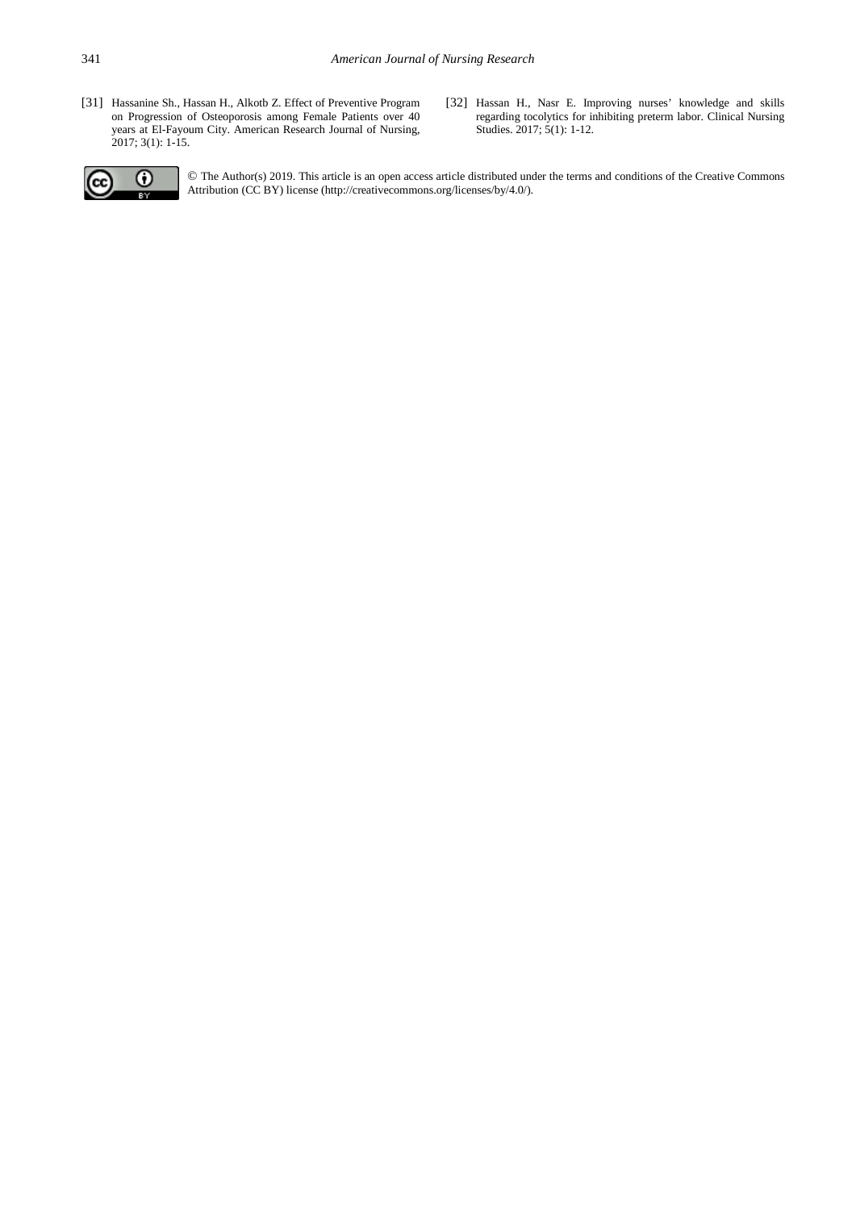[31] Hassanine Sh., Hassan H., Alkotb Z. Effect of Preventive Program on Progression of Osteoporosis among Female Patients over 40 years at El-Fayoum City. American Research Journal of Nursing, 2017; 3(1): 1-15.

[32] Hassan H., Nasr E. Improving nurses' knowledge and skills regarding tocolytics for inhibiting preterm labor. Clinical Nursing Studies. 2017; 5(1): 1-12.

© The Author(s) 2019. This article is an open access article distributed under the terms and conditions of the Creative Commons Attribution (CC BY) license (http://creativecommons.org/licenses/by/4.0/).